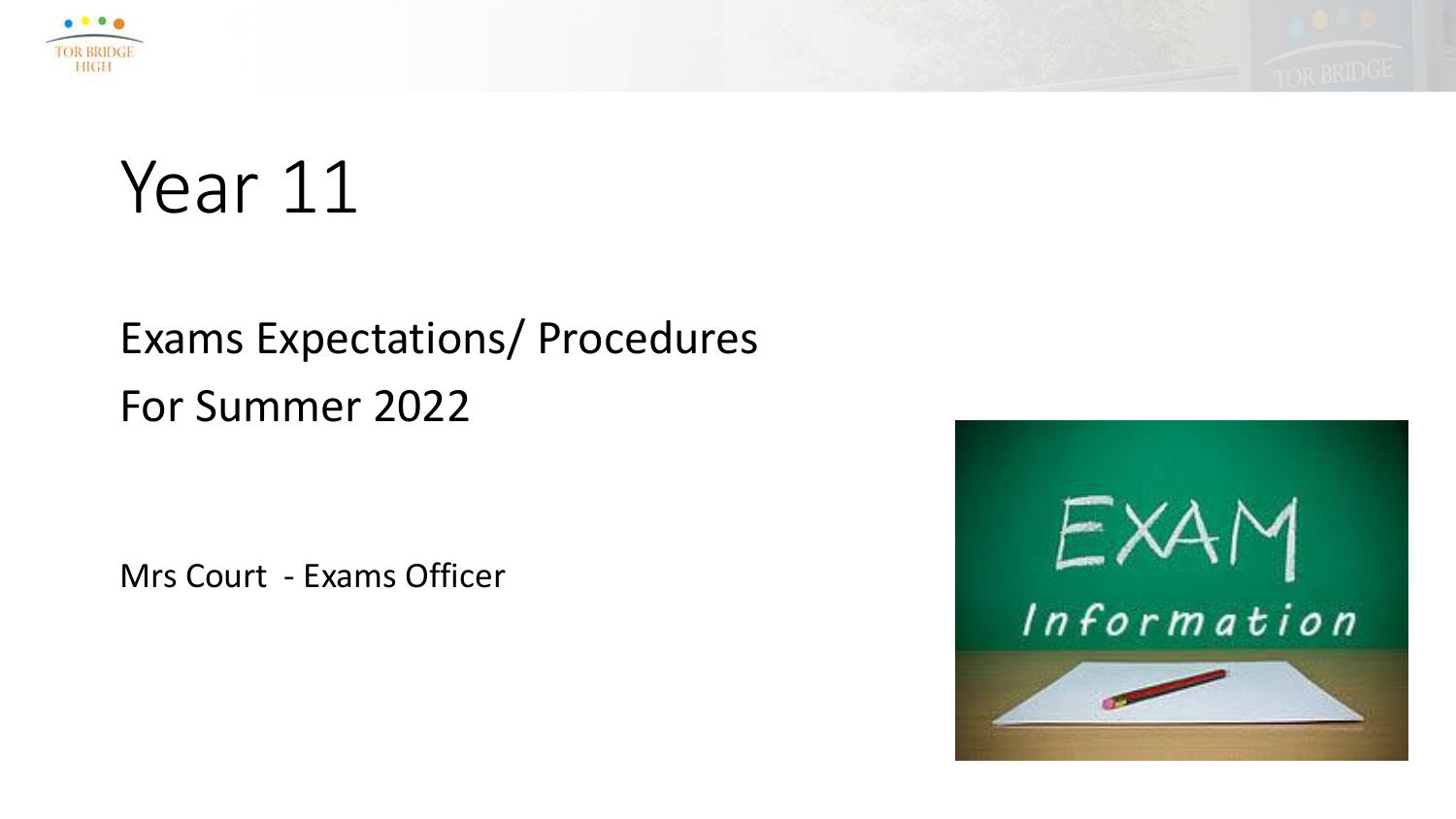# Year 11

## Exams Expectations/ Procedures
## For Summer 2022

Mrs Court - Exams Officer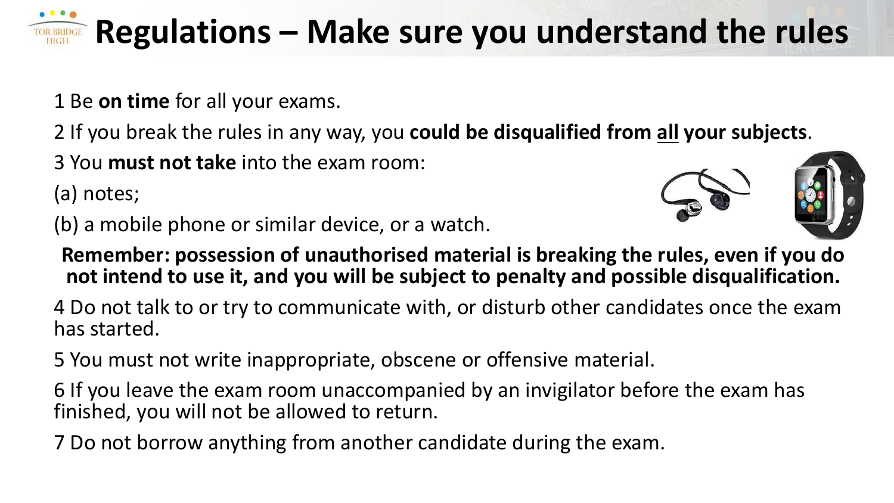# Regulations – Make sure you understand the rules

1 Be **on time** for all your exams.

2 If you break the rules in any way, you **could be disqualified from <u>all</u> your subjects**.

3 You **must not take** into the exam room:

(a) notes;

(b) a mobile phone or similar device, or a watch.

**Remember: possession of unauthorised material is breaking the rules, even if you do not intend to use it, and you will be subject to penalty and possible disqualification.**

4 Do not talk to or try to communicate with, or disturb other candidates once the exam has started.

5 You must not write inappropriate, obscene or offensive material.

6 If you leave the exam room unaccompanied by an invigilator before the exam has finished, you will not be allowed to return.

7 Do not borrow anything from another candidate during the exam.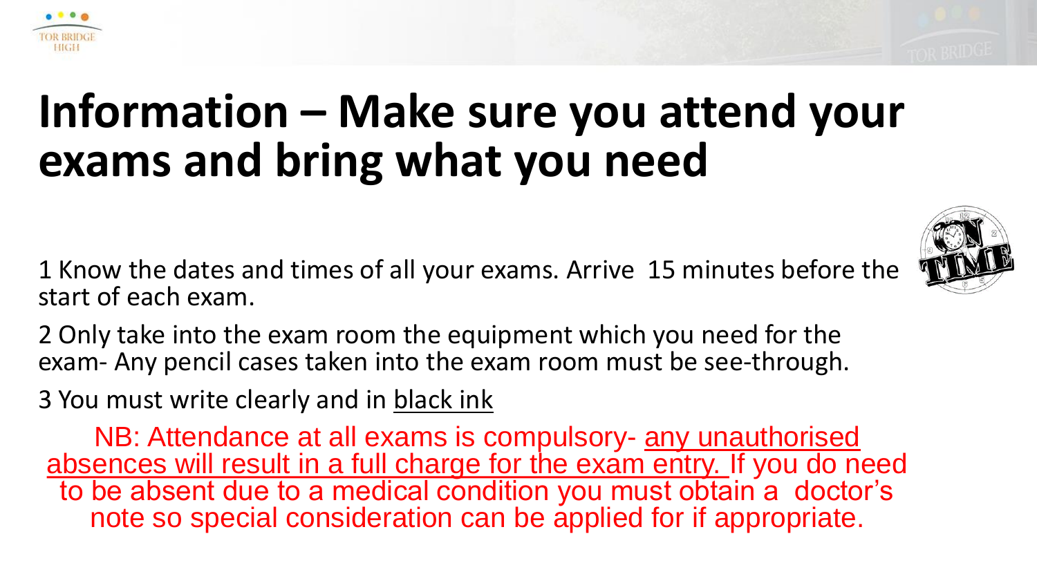# Information – Make sure you attend your exams and bring what you need

1 Know the dates and times of all your exams. Arrive 15 minutes before the start of each exam.

2 Only take into the exam room the equipment which you need for the exam- Any pencil cases taken into the exam room must be see-through.

3 You must write clearly and in black ink

NB: Attendance at all exams is compulsory- any unauthorised absences will result in a full charge for the exam entry. If you do need to be absent due to a medical condition you must obtain a doctor's note so special consideration can be applied for if appropriate.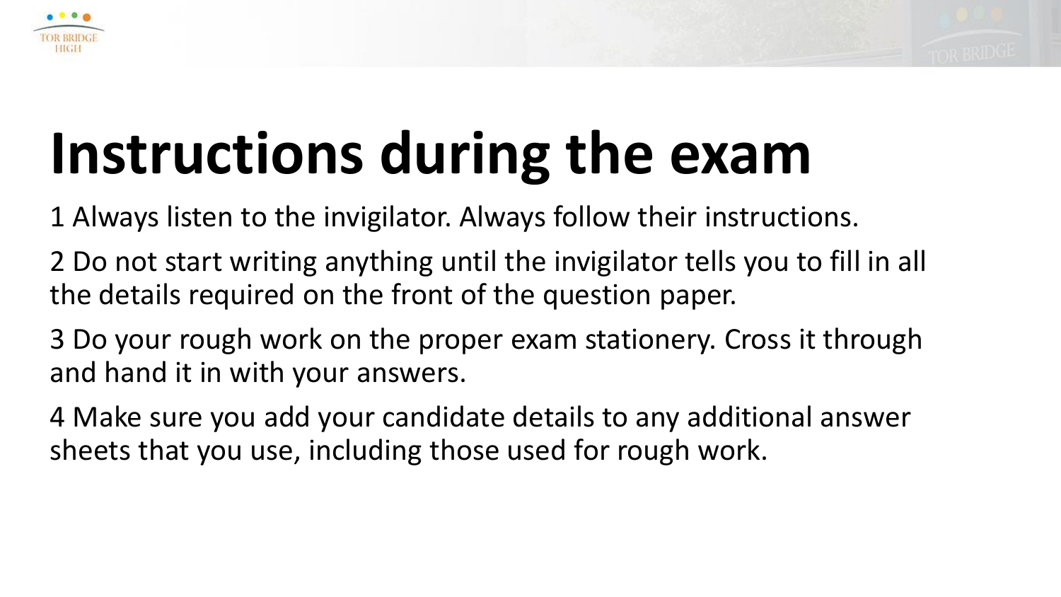# Instructions during the exam

1 Always listen to the invigilator. Always follow their instructions.

2 Do not start writing anything until the invigilator tells you to fill in all the details required on the front of the question paper.

3 Do your rough work on the proper exam stationery. Cross it through and hand it in with your answers.

4 Make sure you add your candidate details to any additional answer sheets that you use, including those used for rough work.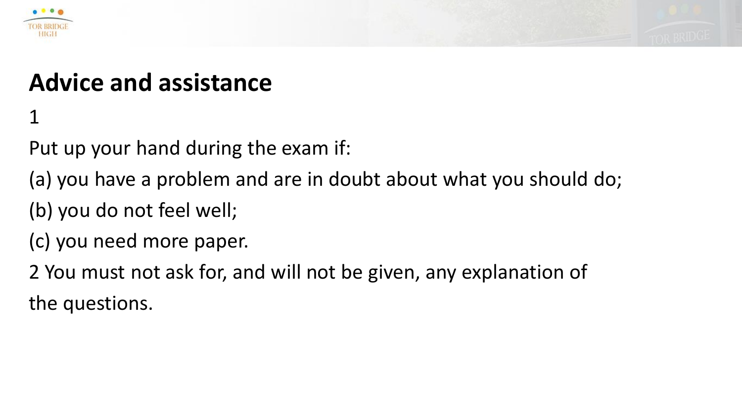## Advice and assistance

1

Put up your hand during the exam if:

(a) you have a problem and are in doubt about what you should do;

(b) you do not feel well;

(c) you need more paper.

2 You must not ask for, and will not be given, any explanation of the questions.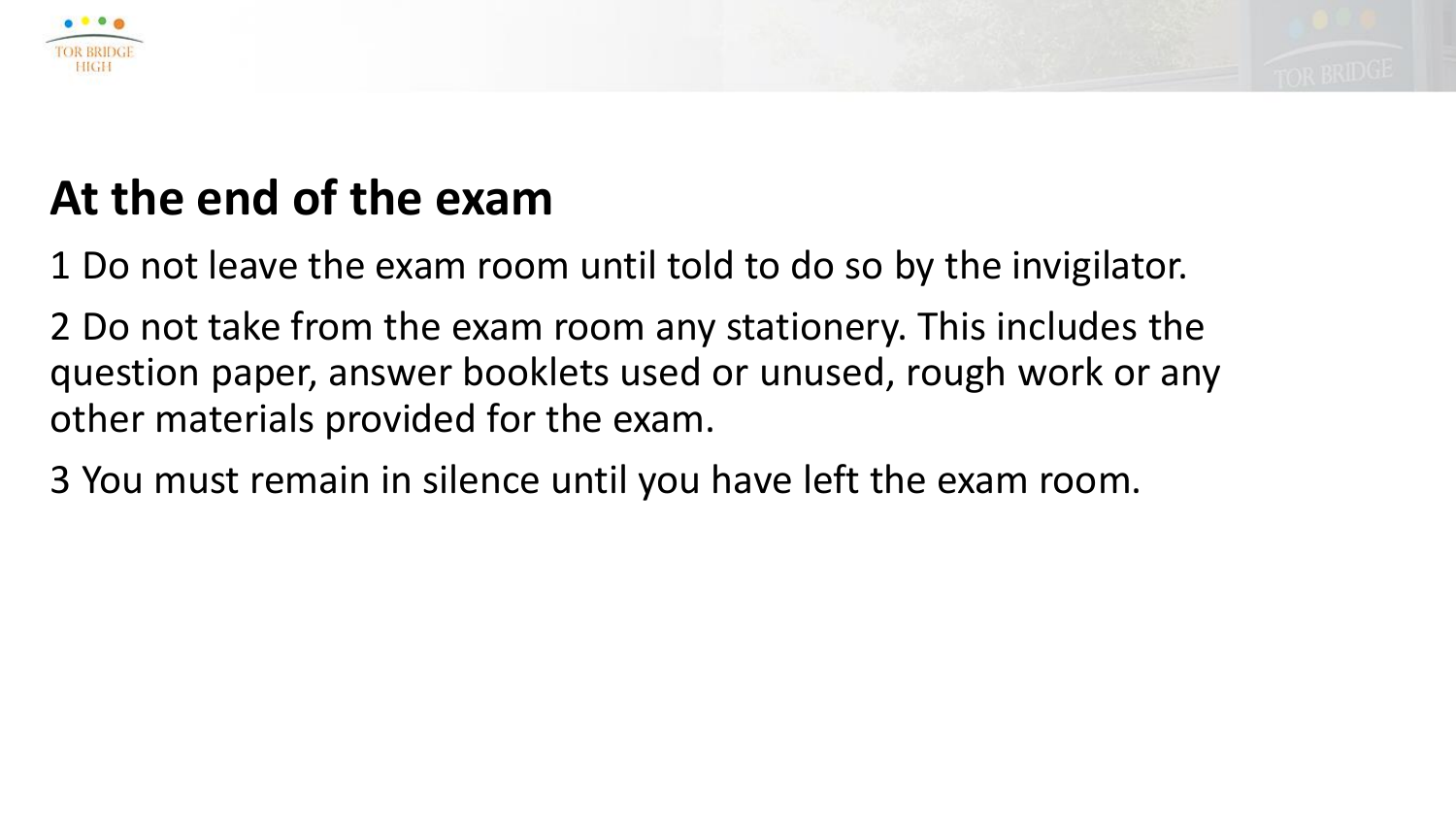## At the end of the exam

1 Do not leave the exam room until told to do so by the invigilator.

2 Do not take from the exam room any stationery. This includes the question paper, answer booklets used or unused, rough work or any other materials provided for the exam.

3 You must remain in silence until you have left the exam room.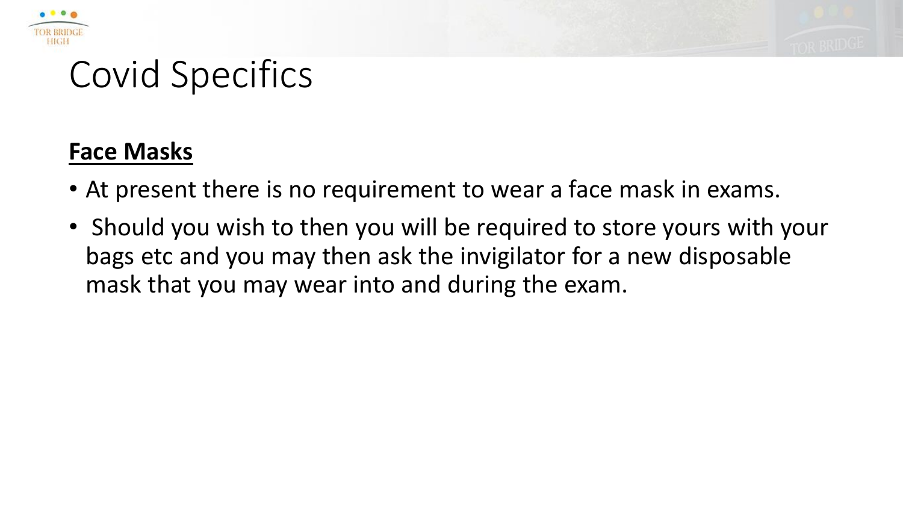# Covid Specifics

**Face Masks**

- At present there is no requirement to wear a face mask in exams.
- Should you wish to then you will be required to store yours with your bags etc and you may then ask the invigilator for a new disposable mask that you may wear into and during the exam.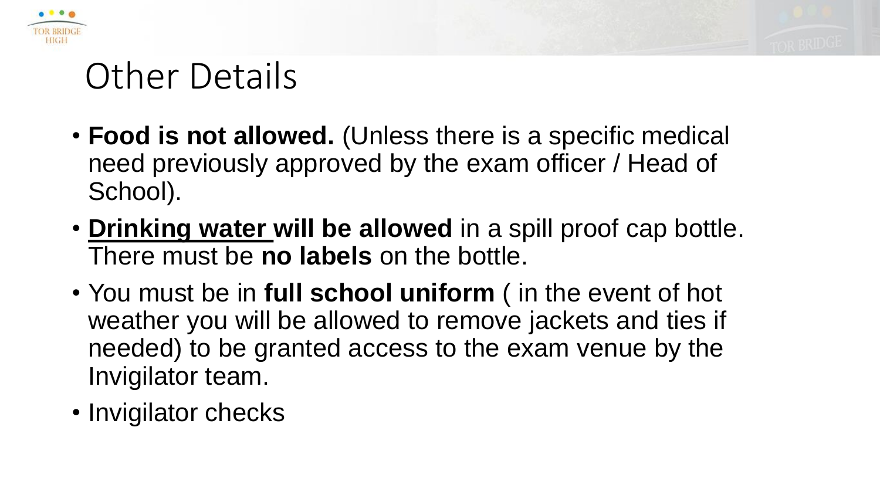# Other Details

- **Food is not allowed.** (Unless there is a specific medical need previously approved by the exam officer / Head of School).
- <u>**Drinking water**</u> **will be allowed** in a spill proof cap bottle. There must be **no labels** on the bottle.
- You must be in **full school uniform** ( in the event of hot weather you will be allowed to remove jackets and ties if needed) to be granted access to the exam venue by the Invigilator team.
- Invigilator checks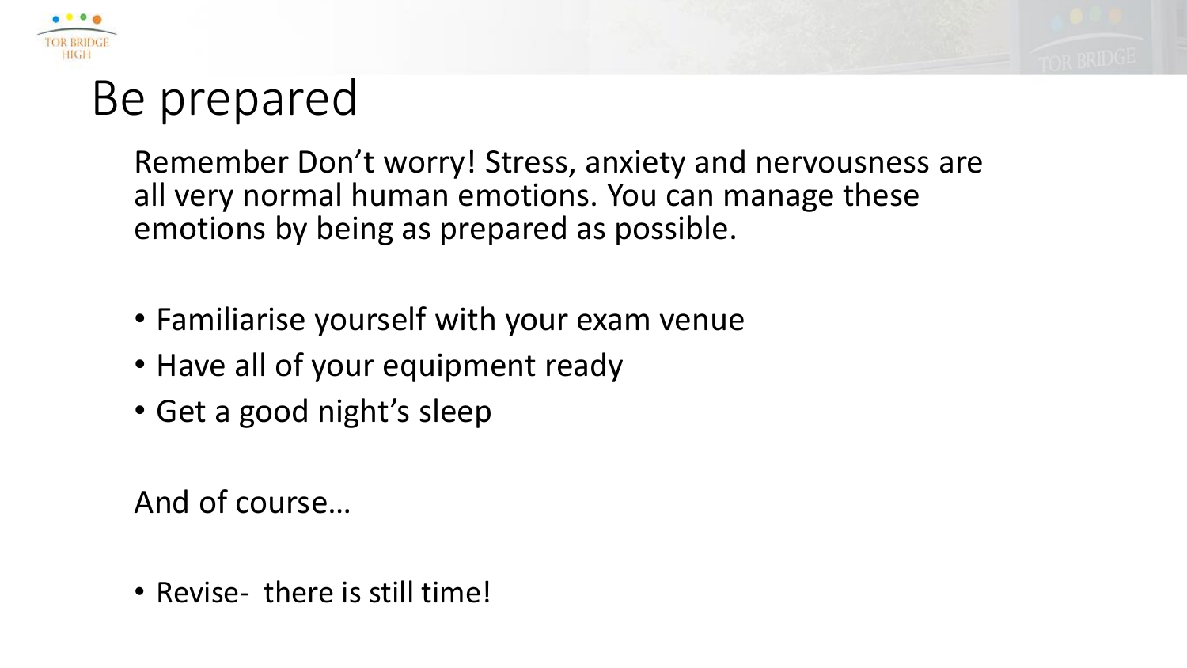# Be prepared

Remember Don't worry! Stress, anxiety and nervousness are all very normal human emotions. You can manage these emotions by being as prepared as possible.

- Familiarise yourself with your exam venue
- Have all of your equipment ready
- Get a good night's sleep

And of course…

- Revise- there is still time!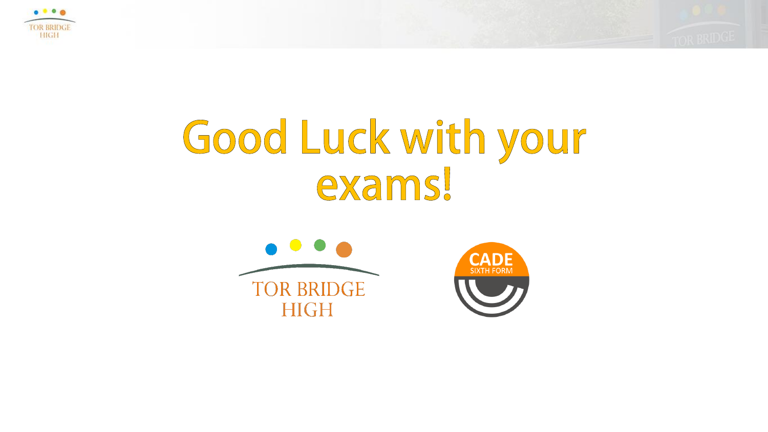# Good Luck with your exams!

TOR BRIDGE HIGH

CADE SIXTH FORM